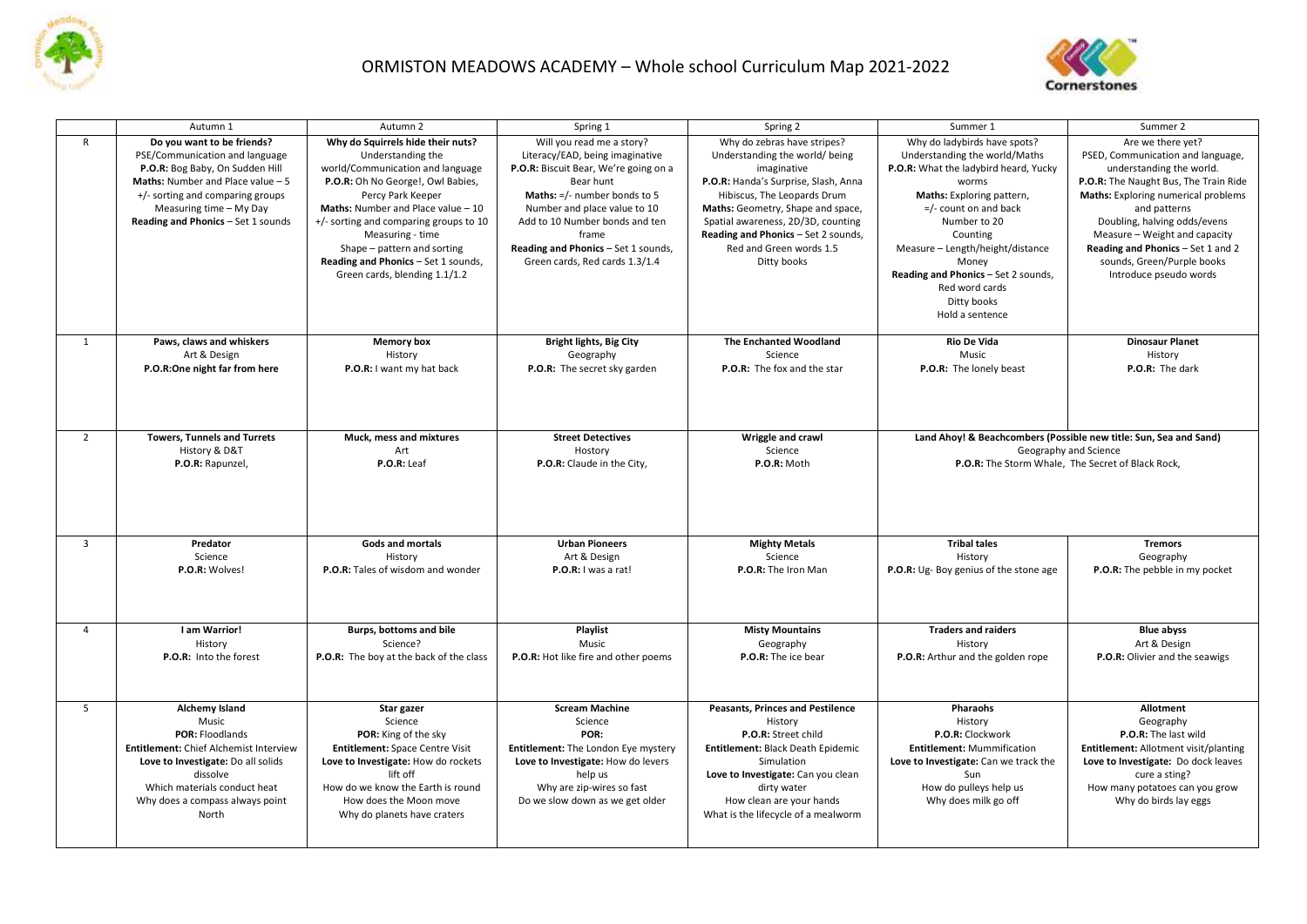# ORMISTON MEADOWS ACADEMY – Whole school Curriculum Map 2021-2022

| | Autumn 1 | Autumn 2 | Spring 1 | Spring 2 | Summer 1 | Summer 2 |
|---|---|---|---|---|---|---|
| R | **Do you want to be friends?**<br>PSE/Communication and language<br>**P.O.R:** Bog Baby, On Sudden Hill<br>**Maths:** Number and Place value – 5<br>+/- sorting and comparing groups<br>Measuring time – My Day<br>**Reading and Phonics** – Set 1 sounds | Why do Squirrels hide their nuts?<br>Understanding the world/Communication and language<br>**P.O.R:** Oh No George!, Owl Babies, Percy Park Keeper<br>**Maths:** Number and Place value – 10<br>+/- sorting and comparing groups to 10<br>Measuring - time<br>Shape – pattern and sorting<br>**Reading and Phonics** – Set 1 sounds, Green cards, blending 1.1/1.2 | Will you read me a story?<br>Literacy/EAD, being imaginative<br>**P.O.R:** Biscuit Bear, We're going on a Bear hunt<br>**Maths:** =/- number bonds to 5<br>Number and place value to 10<br>Add to 10 Number bonds and ten frame<br>**Reading and Phonics** – Set 1 sounds, Green cards, Red cards 1.3/1.4 | Why do zebras have stripes?<br>Understanding the world/ being imaginative<br>**P.O.R:** Handa's Surprise, Slash, Anna Hibiscus, The Leopards Drum<br>**Maths:** Geometry, Shape and space, Spatial awareness, 2D/3D, counting<br>**Reading and Phonics** – Set 2 sounds, Red and Green words 1.5<br>Ditty books | Why do ladybirds have spots?<br>Understanding the world/Maths<br>**P.O.R:** What the ladybird heard, Yucky worms<br>**Maths:** Exploring pattern,<br>=/- count on and back<br>Number to 20<br>Counting<br>Measure – Length/height/distance<br>Money<br>**Reading and Phonics** – Set 2 sounds, Red word cards<br>Ditty books<br>Hold a sentence | Are we there yet?<br>PSED, Communication and language, understanding the world.<br>**P.O.R:** The Naught Bus, The Train Ride<br>**Maths:** Exploring numerical problems and patterns<br>Doubling, halving odds/evens<br>Measure – Weight and capacity<br>**Reading and Phonics** – Set 1 and 2 sounds, Green/Purple books<br>Introduce pseudo words |
| 1 | **Paws, claws and whiskers**<br>Art & Design<br>**P.O.R:**One night far from here | **Memory box**<br>History<br>**P.O.R:** I want my hat back | **Bright lights, Big City**<br>Geography<br>**P.O.R:** The secret sky garden | **The Enchanted Woodland**<br>Science<br>**P.O.R:** The fox and the star | **Rio De Vida**<br>Music<br>**P.O.R:** The lonely beast | **Dinosaur Planet**<br>History<br>**P.O.R:** The dark |
| 2 | **Towers, Tunnels and Turrets**<br>History & D&T<br>**P.O.R:** Rapunzel, | **Muck, mess and mixtures**<br>Art<br>**P.O.R:** Leaf | **Street Detectives**<br>Hostory<br>**P.O.R:** Claude in the City, | **Wriggle and crawl**<br>Science<br>**P.O.R:** Moth | **Land Ahoy! & Beachcombers (Possible new title: Sun, Sea and Sand)**<br>Geography and Science<br>**P.O.R:** The Storm Whale, The Secret of Black Rock, | |
| 3 | **Predator**<br>Science<br>**P.O.R:** Wolves! | **Gods and mortals**<br>History<br>**P.O.R:** Tales of wisdom and wonder | **Urban Pioneers**<br>Art & Design<br>**P.O.R:** I was a rat! | **Mighty Metals**<br>Science<br>**P.O.R:** The Iron Man | **Tribal tales**<br>History<br>**P.O.R:** Ug- Boy genius of the stone age | **Tremors**<br>Geography<br>**P.O.R:** The pebble in my pocket |
| 4 | **I am Warrior!**<br>History<br>**P.O.R:** Into the forest | **Burps, bottoms and bile**<br>Science?<br>**P.O.R:** The boy at the back of the class | **Playlist**<br>Music<br>**P.O.R:** Hot like fire and other poems | **Misty Mountains**<br>Geography<br>**P.O.R:** The ice bear | **Traders and raiders**<br>History<br>**P.O.R:** Arthur and the golden rope | **Blue abyss**<br>Art & Design<br>**P.O.R:** Olivier and the seawigs |
| 5 | **Alchemy Island**<br>Music<br>**POR:** Floodlands<br>**Entitlement:** Chief Alchemist Interview<br>**Love to Investigate:** Do all solids dissolve<br>Which materials conduct heat<br>Why does a compass always point North | **Star gazer**<br>Science<br>**POR:** King of the sky<br>**Entitlement:** Space Centre Visit<br>**Love to Investigate:** How do rockets lift off<br>How do we know the Earth is round<br>How does the Moon move<br>Why do planets have craters | **Scream Machine**<br>Science<br>**POR:**<br>**Entitlement:** The London Eye mystery<br>**Love to Investigate:** How do levers help us<br>Why are zip-wires so fast<br>Do we slow down as we get older | **Peasants, Princes and Pestilence**<br>History<br>**P.O.R:** Street child<br>**Entitlement:** Black Death Epidemic Simulation<br>**Love to Investigate:** Can you clean dirty water<br>How clean are your hands<br>What is the lifecycle of a mealworm | **Pharaohs**<br>History<br>**P.O.R:** Clockwork<br>**Entitlement:** Mummification<br>**Love to Investigate:** Can we track the Sun<br>How do pulleys help us<br>Why does milk go off | **Allotment**<br>Geography<br>**P.O.R:** The last wild<br>**Entitlement:** Allotment visit/planting<br>**Love to Investigate:** Do dock leaves cure a sting?<br>How many potatoes can you grow<br>Why do birds lay eggs |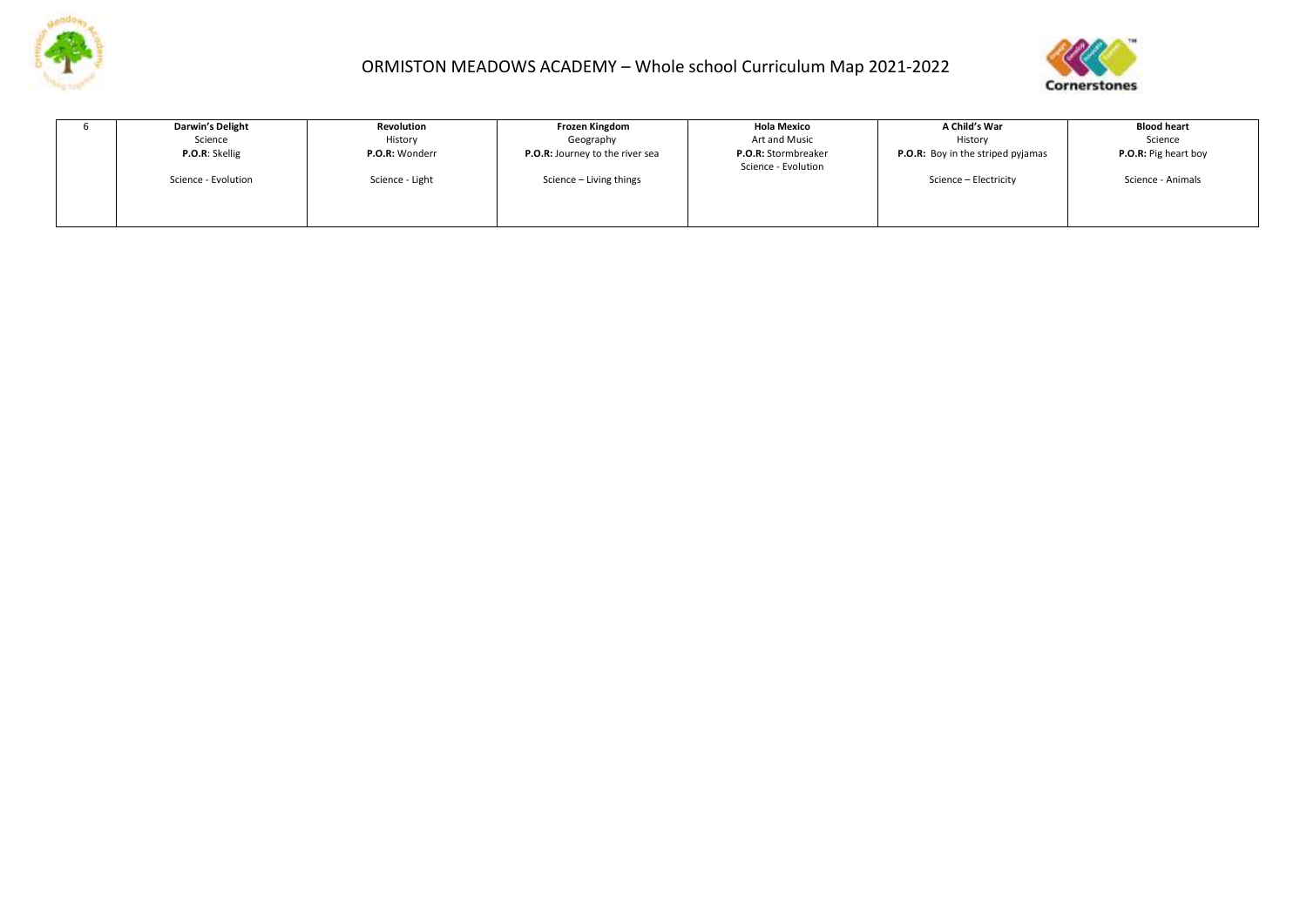# ORMISTON MEADOWS ACADEMY – Whole school Curriculum Map 2021-2022

| | | | | | | |
|---|---|---|---|---|---|---|
| 6 | **Darwin's Delight**<br>Science<br>**P.O.R**: Skellig<br><br>Science - Evolution | **Revolution**<br>History<br>**P.O.R:** Wonderr<br><br>Science - Light | **Frozen Kingdom**<br>Geography<br>**P.O.R:** Journey to the river sea<br><br>Science – Living things | **Hola Mexico**<br>Art and Music<br>**P.O.R:** Stormbreaker<br>Science - Evolution | **A Child's War**<br>History<br>**P.O.R:** Boy in the striped pyjamas<br><br>Science – Electricity | **Blood heart**<br>Science<br>**P.O.R:** Pig heart boy<br><br>Science - Animals |